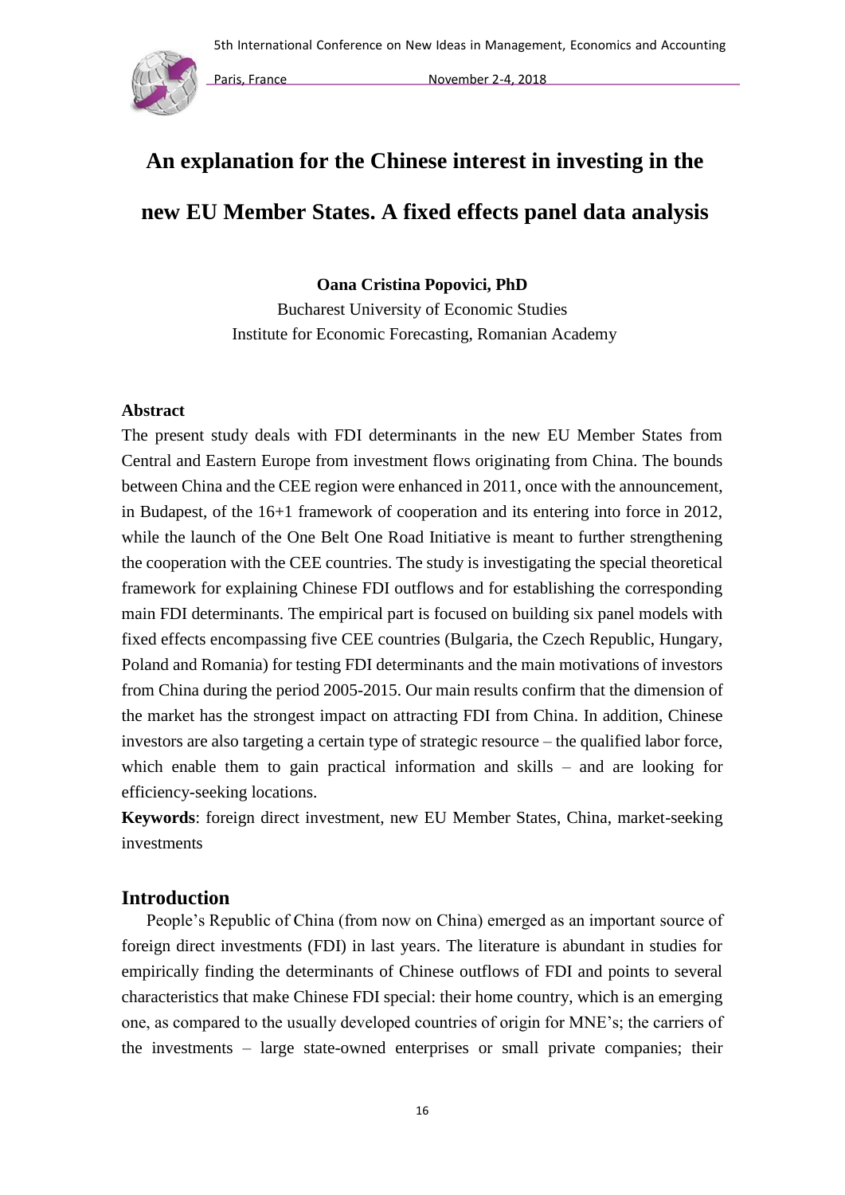# An explanation for the Chinese interest in investing in the new EU Member States. A fixed effects panel data analysis

**Oana Cristina Popovici, PhD**

Bucharest University of Economic Studies
Institute for Economic Forecasting, Romanian Academy

### Abstract

The present study deals with FDI determinants in the new EU Member States from Central and Eastern Europe from investment flows originating from China. The bounds between China and the CEE region were enhanced in 2011, once with the announcement, in Budapest, of the 16+1 framework of cooperation and its entering into force in 2012, while the launch of the One Belt One Road Initiative is meant to further strengthening the cooperation with the CEE countries. The study is investigating the special theoretical framework for explaining Chinese FDI outflows and for establishing the corresponding main FDI determinants. The empirical part is focused on building six panel models with fixed effects encompassing five CEE countries (Bulgaria, the Czech Republic, Hungary, Poland and Romania) for testing FDI determinants and the main motivations of investors from China during the period 2005-2015. Our main results confirm that the dimension of the market has the strongest impact on attracting FDI from China. In addition, Chinese investors are also targeting a certain type of strategic resource – the qualified labor force, which enable them to gain practical information and skills – and are looking for efficiency-seeking locations.

**Keywords**: foreign direct investment, new EU Member States, China, market-seeking investments

## Introduction

People's Republic of China (from now on China) emerged as an important source of foreign direct investments (FDI) in last years. The literature is abundant in studies for empirically finding the determinants of Chinese outflows of FDI and points to several characteristics that make Chinese FDI special: their home country, which is an emerging one, as compared to the usually developed countries of origin for MNE's; the carriers of the investments – large state-owned enterprises or small private companies; their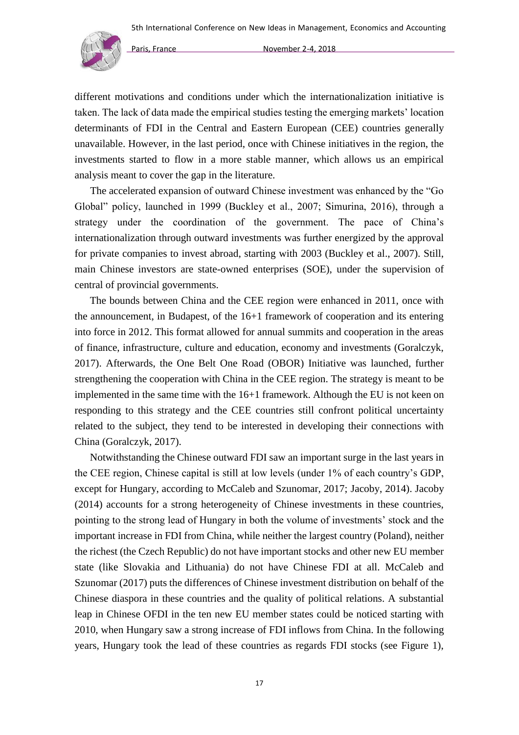different motivations and conditions under which the internationalization initiative is taken. The lack of data made the empirical studies testing the emerging markets' location determinants of FDI in the Central and Eastern European (CEE) countries generally unavailable. However, in the last period, once with Chinese initiatives in the region, the investments started to flow in a more stable manner, which allows us an empirical analysis meant to cover the gap in the literature.

The accelerated expansion of outward Chinese investment was enhanced by the "Go Global" policy, launched in 1999 (Buckley et al., 2007; Simurina, 2016), through a strategy under the coordination of the government. The pace of China's internationalization through outward investments was further energized by the approval for private companies to invest abroad, starting with 2003 (Buckley et al., 2007). Still, main Chinese investors are state-owned enterprises (SOE), under the supervision of central of provincial governments.

The bounds between China and the CEE region were enhanced in 2011, once with the announcement, in Budapest, of the 16+1 framework of cooperation and its entering into force in 2012. This format allowed for annual summits and cooperation in the areas of finance, infrastructure, culture and education, economy and investments (Goralczyk, 2017). Afterwards, the One Belt One Road (OBOR) Initiative was launched, further strengthening the cooperation with China in the CEE region. The strategy is meant to be implemented in the same time with the 16+1 framework. Although the EU is not keen on responding to this strategy and the CEE countries still confront political uncertainty related to the subject, they tend to be interested in developing their connections with China (Goralczyk, 2017).

Notwithstanding the Chinese outward FDI saw an important surge in the last years in the CEE region, Chinese capital is still at low levels (under 1% of each country's GDP, except for Hungary, according to McCaleb and Szunomar, 2017; Jacoby, 2014). Jacoby (2014) accounts for a strong heterogeneity of Chinese investments in these countries, pointing to the strong lead of Hungary in both the volume of investments' stock and the important increase in FDI from China, while neither the largest country (Poland), neither the richest (the Czech Republic) do not have important stocks and other new EU member state (like Slovakia and Lithuania) do not have Chinese FDI at all. McCaleb and Szunomar (2017) puts the differences of Chinese investment distribution on behalf of the Chinese diaspora in these countries and the quality of political relations. A substantial leap in Chinese OFDI in the ten new EU member states could be noticed starting with 2010, when Hungary saw a strong increase of FDI inflows from China. In the following years, Hungary took the lead of these countries as regards FDI stocks (see Figure 1),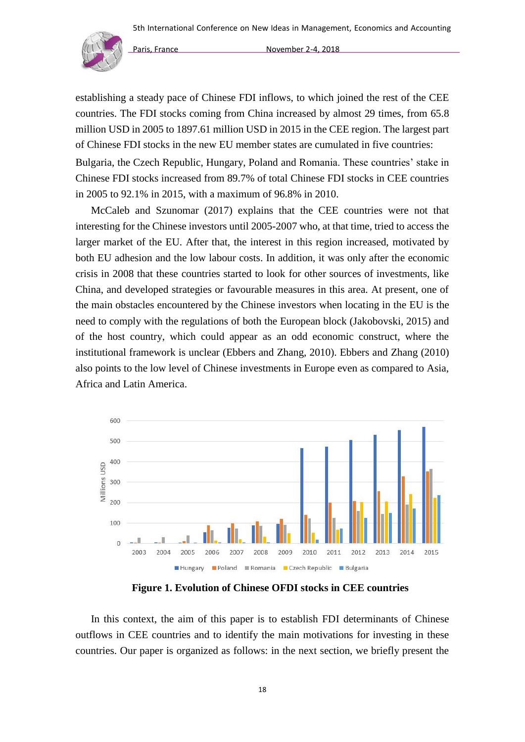establishing a steady pace of Chinese FDI inflows, to which joined the rest of the CEE countries. The FDI stocks coming from China increased by almost 29 times, from 65.8 million USD in 2005 to 1897.61 million USD in 2015 in the CEE region. The largest part of Chinese FDI stocks in the new EU member states are cumulated in five countries: Bulgaria, the Czech Republic, Hungary, Poland and Romania. These countries' stake in Chinese FDI stocks increased from 89.7% of total Chinese FDI stocks in CEE countries in 2005 to 92.1% in 2015, with a maximum of 96.8% in 2010.

McCaleb and Szunomar (2017) explains that the CEE countries were not that interesting for the Chinese investors until 2005-2007 who, at that time, tried to access the larger market of the EU. After that, the interest in this region increased, motivated by both EU adhesion and the low labour costs. In addition, it was only after the economic crisis in 2008 that these countries started to look for other sources of investments, like China, and developed strategies or favourable measures in this area. At present, one of the main obstacles encountered by the Chinese investors when locating in the EU is the need to comply with the regulations of both the European block (Jakobovski, 2015) and of the host country, which could appear as an odd economic construct, where the institutional framework is unclear (Ebbers and Zhang, 2010). Ebbers and Zhang (2010) also points to the low level of Chinese investments in Europe even as compared to Asia, Africa and Latin America.

**Figure 1. Evolution of Chinese OFDI stocks in CEE countries**

In this context, the aim of this paper is to establish FDI determinants of Chinese outflows in CEE countries and to identify the main motivations for investing in these countries. Our paper is organized as follows: in the next section, we briefly present the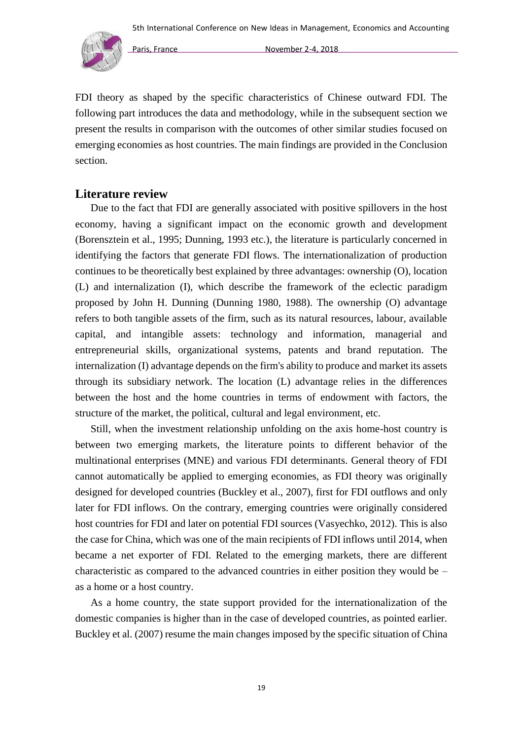FDI theory as shaped by the specific characteristics of Chinese outward FDI. The following part introduces the data and methodology, while in the subsequent section we present the results in comparison with the outcomes of other similar studies focused on emerging economies as host countries. The main findings are provided in the Conclusion section.

## Literature review

Due to the fact that FDI are generally associated with positive spillovers in the host economy, having a significant impact on the economic growth and development (Borensztein et al., 1995; Dunning, 1993 etc.), the literature is particularly concerned in identifying the factors that generate FDI flows. The internationalization of production continues to be theoretically best explained by three advantages: ownership (O), location (L) and internalization (I), which describe the framework of the eclectic paradigm proposed by John H. Dunning (Dunning 1980, 1988). The ownership (O) advantage refers to both tangible assets of the firm, such as its natural resources, labour, available capital, and intangible assets: technology and information, managerial and entrepreneurial skills, organizational systems, patents and brand reputation. The internalization (I) advantage depends on the firm's ability to produce and market its assets through its subsidiary network. The location (L) advantage relies in the differences between the host and the home countries in terms of endowment with factors, the structure of the market, the political, cultural and legal environment, etc.

Still, when the investment relationship unfolding on the axis home-host country is between two emerging markets, the literature points to different behavior of the multinational enterprises (MNE) and various FDI determinants. General theory of FDI cannot automatically be applied to emerging economies, as FDI theory was originally designed for developed countries (Buckley et al., 2007), first for FDI outflows and only later for FDI inflows. On the contrary, emerging countries were originally considered host countries for FDI and later on potential FDI sources (Vasyechko, 2012). This is also the case for China, which was one of the main recipients of FDI inflows until 2014, when became a net exporter of FDI. Related to the emerging markets, there are different characteristic as compared to the advanced countries in either position they would be – as a home or a host country.

As a home country, the state support provided for the internationalization of the domestic companies is higher than in the case of developed countries, as pointed earlier. Buckley et al. (2007) resume the main changes imposed by the specific situation of China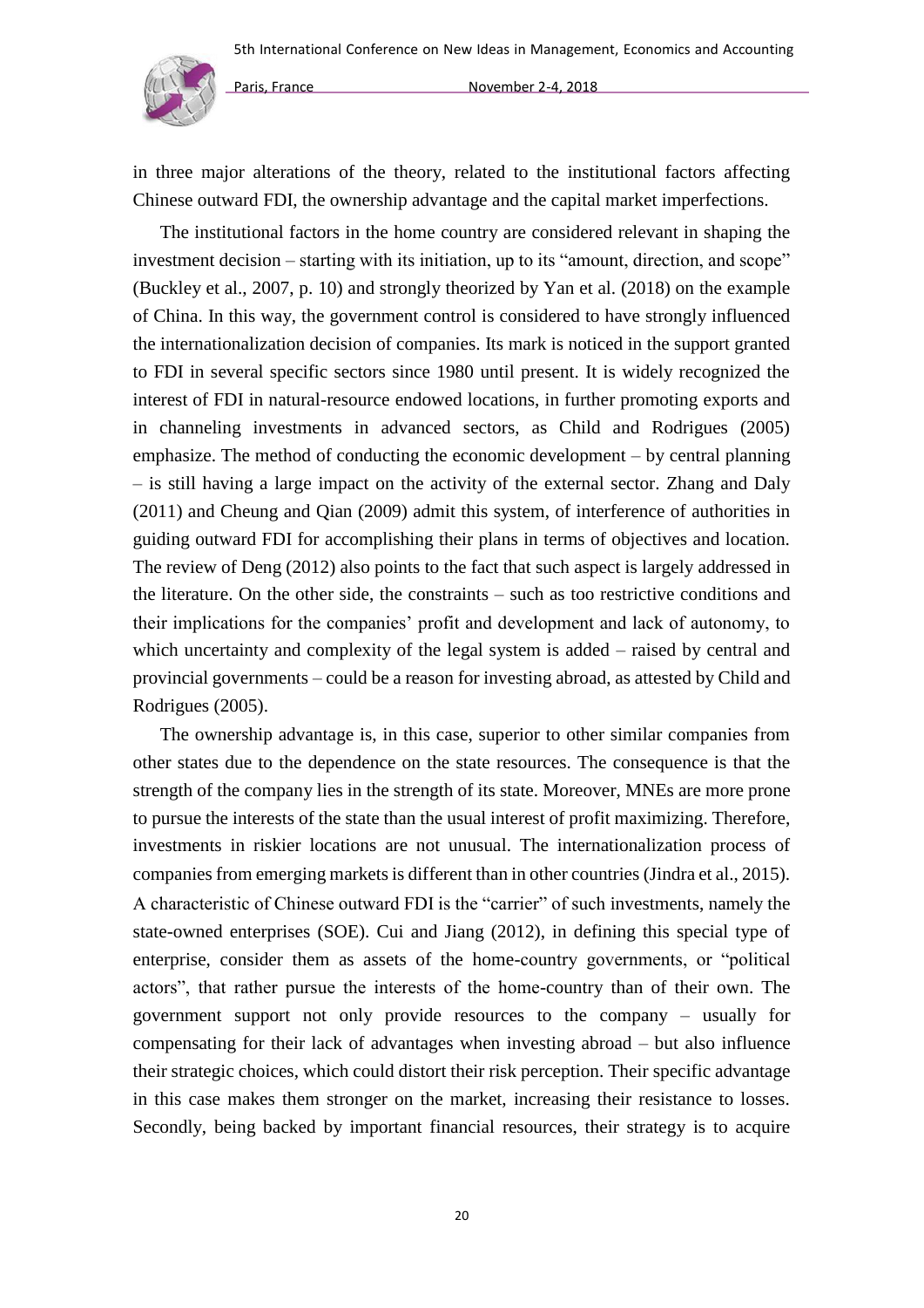in three major alterations of the theory, related to the institutional factors affecting Chinese outward FDI, the ownership advantage and the capital market imperfections.

The institutional factors in the home country are considered relevant in shaping the investment decision – starting with its initiation, up to its "amount, direction, and scope" (Buckley et al., 2007, p. 10) and strongly theorized by Yan et al. (2018) on the example of China. In this way, the government control is considered to have strongly influenced the internationalization decision of companies. Its mark is noticed in the support granted to FDI in several specific sectors since 1980 until present. It is widely recognized the interest of FDI in natural-resource endowed locations, in further promoting exports and in channeling investments in advanced sectors, as Child and Rodrigues (2005) emphasize. The method of conducting the economic development – by central planning – is still having a large impact on the activity of the external sector. Zhang and Daly (2011) and Cheung and Qian (2009) admit this system, of interference of authorities in guiding outward FDI for accomplishing their plans in terms of objectives and location. The review of Deng (2012) also points to the fact that such aspect is largely addressed in the literature. On the other side, the constraints – such as too restrictive conditions and their implications for the companies' profit and development and lack of autonomy, to which uncertainty and complexity of the legal system is added – raised by central and provincial governments – could be a reason for investing abroad, as attested by Child and Rodrigues (2005).

The ownership advantage is, in this case, superior to other similar companies from other states due to the dependence on the state resources. The consequence is that the strength of the company lies in the strength of its state. Moreover, MNEs are more prone to pursue the interests of the state than the usual interest of profit maximizing. Therefore, investments in riskier locations are not unusual. The internationalization process of companies from emerging markets is different than in other countries (Jindra et al., 2015). A characteristic of Chinese outward FDI is the "carrier" of such investments, namely the state-owned enterprises (SOE). Cui and Jiang (2012), in defining this special type of enterprise, consider them as assets of the home-country governments, or "political actors", that rather pursue the interests of the home-country than of their own. The government support not only provide resources to the company – usually for compensating for their lack of advantages when investing abroad – but also influence their strategic choices, which could distort their risk perception. Their specific advantage in this case makes them stronger on the market, increasing their resistance to losses. Secondly, being backed by important financial resources, their strategy is to acquire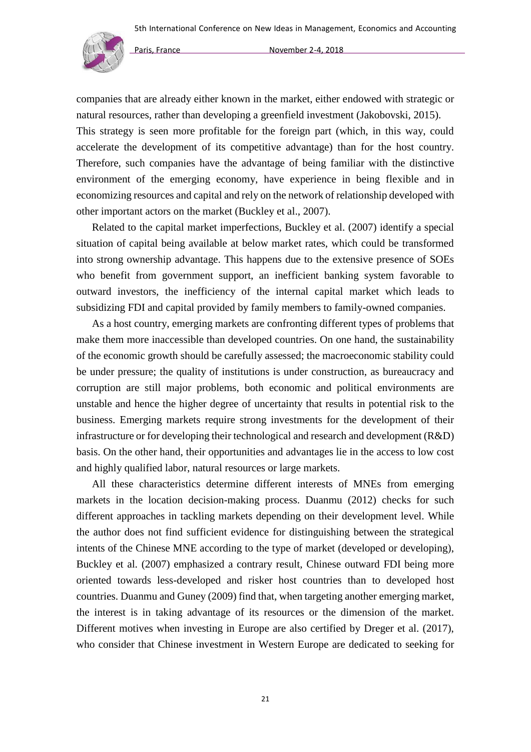companies that are already either known in the market, either endowed with strategic or natural resources, rather than developing a greenfield investment (Jakobovski, 2015). This strategy is seen more profitable for the foreign part (which, in this way, could accelerate the development of its competitive advantage) than for the host country. Therefore, such companies have the advantage of being familiar with the distinctive environment of the emerging economy, have experience in being flexible and in economizing resources and capital and rely on the network of relationship developed with other important actors on the market (Buckley et al., 2007).

Related to the capital market imperfections, Buckley et al. (2007) identify a special situation of capital being available at below market rates, which could be transformed into strong ownership advantage. This happens due to the extensive presence of SOEs who benefit from government support, an inefficient banking system favorable to outward investors, the inefficiency of the internal capital market which leads to subsidizing FDI and capital provided by family members to family-owned companies.

As a host country, emerging markets are confronting different types of problems that make them more inaccessible than developed countries. On one hand, the sustainability of the economic growth should be carefully assessed; the macroeconomic stability could be under pressure; the quality of institutions is under construction, as bureaucracy and corruption are still major problems, both economic and political environments are unstable and hence the higher degree of uncertainty that results in potential risk to the business. Emerging markets require strong investments for the development of their infrastructure or for developing their technological and research and development (R&D) basis. On the other hand, their opportunities and advantages lie in the access to low cost and highly qualified labor, natural resources or large markets.

All these characteristics determine different interests of MNEs from emerging markets in the location decision-making process. Duanmu (2012) checks for such different approaches in tackling markets depending on their development level. While the author does not find sufficient evidence for distinguishing between the strategical intents of the Chinese MNE according to the type of market (developed or developing), Buckley et al. (2007) emphasized a contrary result, Chinese outward FDI being more oriented towards less-developed and risker host countries than to developed host countries. Duanmu and Guney (2009) find that, when targeting another emerging market, the interest is in taking advantage of its resources or the dimension of the market. Different motives when investing in Europe are also certified by Dreger et al. (2017), who consider that Chinese investment in Western Europe are dedicated to seeking for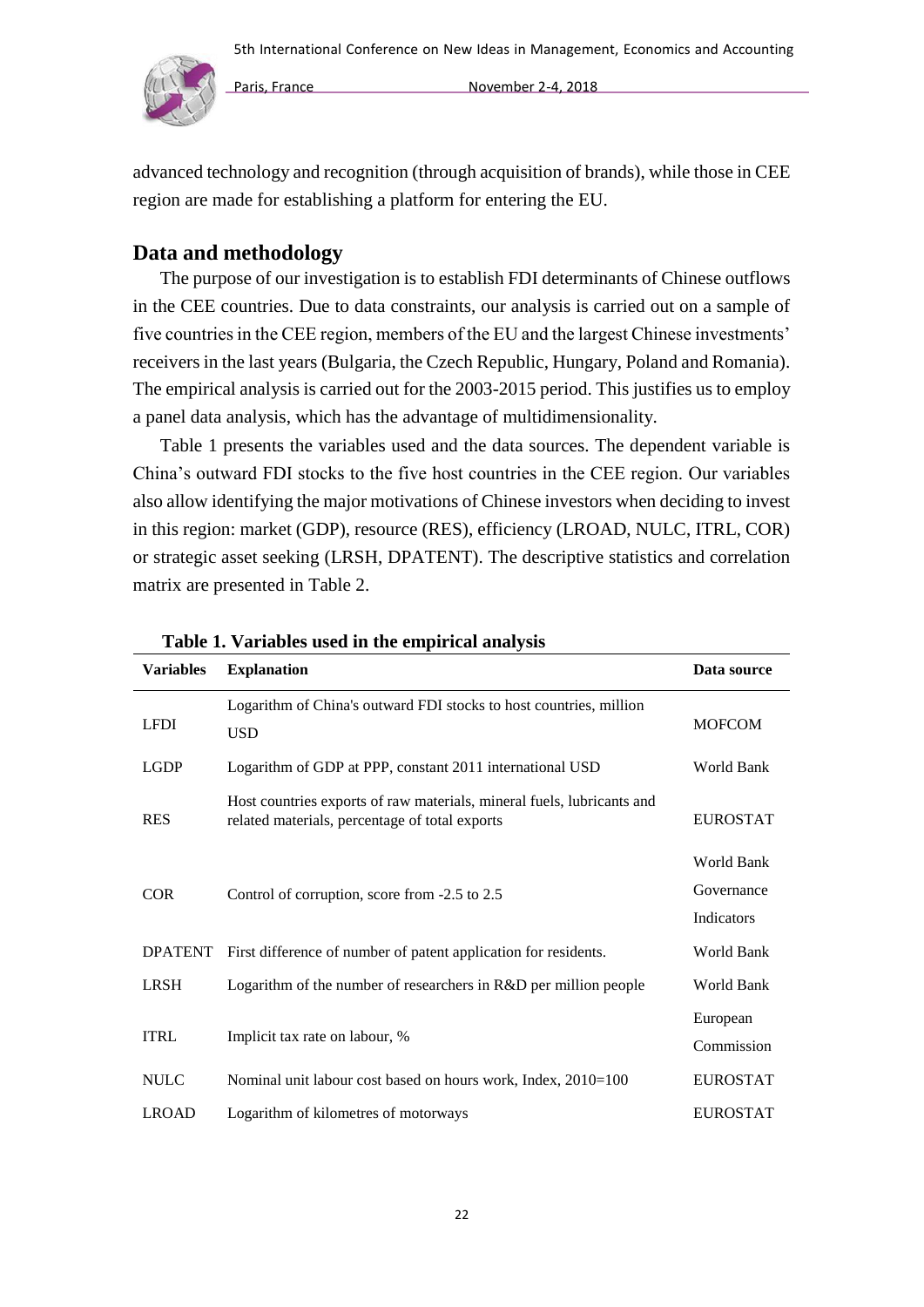advanced technology and recognition (through acquisition of brands), while those in CEE region are made for establishing a platform for entering the EU.

## Data and methodology

The purpose of our investigation is to establish FDI determinants of Chinese outflows in the CEE countries. Due to data constraints, our analysis is carried out on a sample of five countries in the CEE region, members of the EU and the largest Chinese investments' receivers in the last years (Bulgaria, the Czech Republic, Hungary, Poland and Romania). The empirical analysis is carried out for the 2003-2015 period. This justifies us to employ a panel data analysis, which has the advantage of multidimensionality.

Table 1 presents the variables used and the data sources. The dependent variable is China's outward FDI stocks to the five host countries in the CEE region. Our variables also allow identifying the major motivations of Chinese investors when deciding to invest in this region: market (GDP), resource (RES), efficiency (LROAD, NULC, ITRL, COR) or strategic asset seeking (LRSH, DPATENT). The descriptive statistics and correlation matrix are presented in Table 2.

**Table 1. Variables used in the empirical analysis**

| Variables | Explanation | Data source |
|---|---|---|
| LFDI | Logarithm of China's outward FDI stocks to host countries, million USD | MOFCOM |
| LGDP | Logarithm of GDP at PPP, constant 2011 international USD | World Bank |
| RES | Host countries exports of raw materials, mineral fuels, lubricants and related materials, percentage of total exports | EUROSTAT |
| COR | Control of corruption, score from -2.5 to 2.5 | World Bank Governance Indicators |
| DPATENT | First difference of number of patent application for residents. | World Bank |
| LRSH | Logarithm of the number of researchers in R&D per million people | World Bank |
| ITRL | Implicit tax rate on labour, % | European Commission |
| NULC | Nominal unit labour cost based on hours work, Index, 2010=100 | EUROSTAT |
| LROAD | Logarithm of kilometres of motorways | EUROSTAT |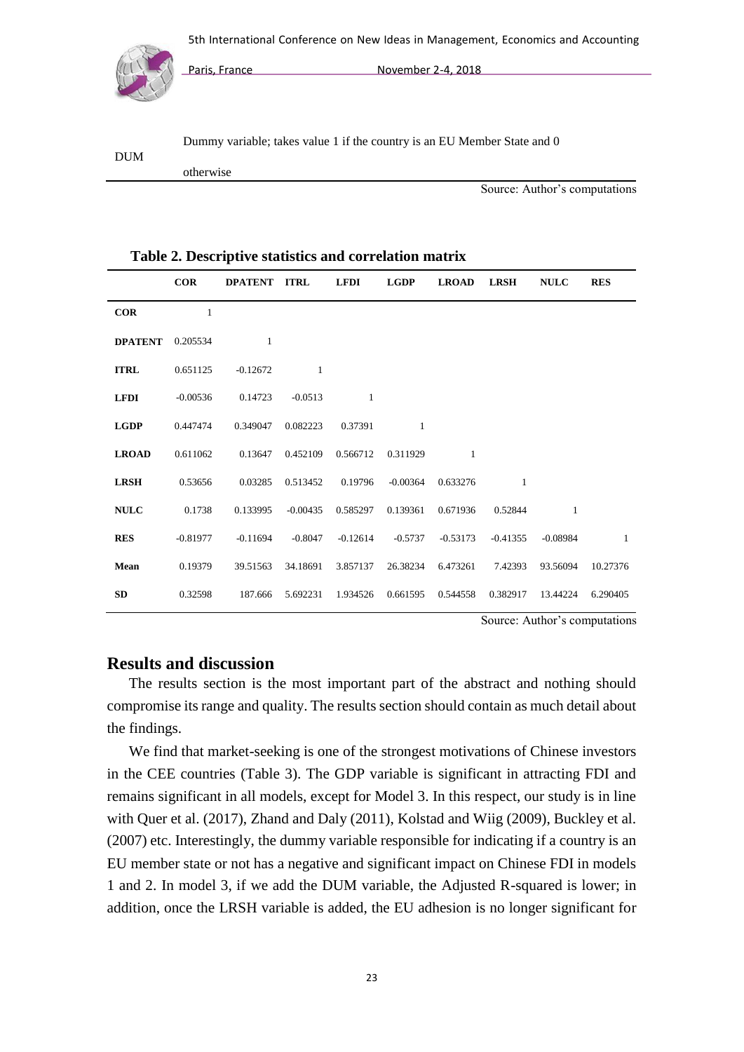| DUM | Dummy variable; takes value 1 if the country is an EU Member State and 0 otherwise |
|---|---|

Source: Author's computations

**Table 2. Descriptive statistics and correlation matrix**

| | COR | DPATENT | ITRL | LFDI | LGDP | LROAD | LRSH | NULC | RES |
|---|---|---|---|---|---|---|---|---|---|
| **COR** | 1 | | | | | | | | |
| **DPATENT** | 0.205534 | 1 | | | | | | | |
| **ITRL** | 0.651125 | -0.12672 | 1 | | | | | | |
| **LFDI** | -0.00536 | 0.14723 | -0.0513 | 1 | | | | | |
| **LGDP** | 0.447474 | 0.349047 | 0.082223 | 0.37391 | 1 | | | | |
| **LROAD** | 0.611062 | 0.13647 | 0.452109 | 0.566712 | 0.311929 | 1 | | | |
| **LRSH** | 0.53656 | 0.03285 | 0.513452 | 0.19796 | -0.00364 | 0.633276 | 1 | | |
| **NULC** | 0.1738 | 0.133995 | -0.00435 | 0.585297 | 0.139361 | 0.671936 | 0.52844 | 1 | |
| **RES** | -0.81977 | -0.11694 | -0.8047 | -0.12614 | -0.5737 | -0.53173 | -0.41355 | -0.08984 | 1 |
| **Mean** | 0.19379 | 39.51563 | 34.18691 | 3.857137 | 26.38234 | 6.473261 | 7.42393 | 93.56094 | 10.27376 |
| **SD** | 0.32598 | 187.666 | 5.692231 | 1.934526 | 0.661595 | 0.544558 | 0.382917 | 13.44224 | 6.290405 |

Source: Author's computations

## Results and discussion

The results section is the most important part of the abstract and nothing should compromise its range and quality. The results section should contain as much detail about the findings.

We find that market-seeking is one of the strongest motivations of Chinese investors in the CEE countries (Table 3). The GDP variable is significant in attracting FDI and remains significant in all models, except for Model 3. In this respect, our study is in line with Quer et al. (2017), Zhand and Daly (2011), Kolstad and Wiig (2009), Buckley et al. (2007) etc. Interestingly, the dummy variable responsible for indicating if a country is an EU member state or not has a negative and significant impact on Chinese FDI in models 1 and 2. In model 3, if we add the DUM variable, the Adjusted R-squared is lower; in addition, once the LRSH variable is added, the EU adhesion is no longer significant for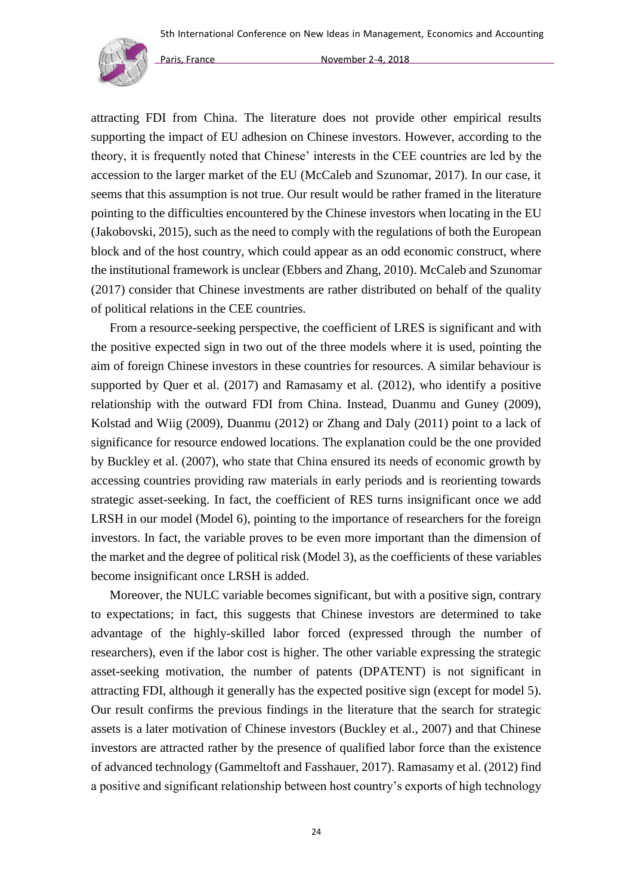attracting FDI from China. The literature does not provide other empirical results supporting the impact of EU adhesion on Chinese investors. However, according to the theory, it is frequently noted that Chinese' interests in the CEE countries are led by the accession to the larger market of the EU (McCaleb and Szunomar, 2017). In our case, it seems that this assumption is not true. Our result would be rather framed in the literature pointing to the difficulties encountered by the Chinese investors when locating in the EU (Jakobovski, 2015), such as the need to comply with the regulations of both the European block and of the host country, which could appear as an odd economic construct, where the institutional framework is unclear (Ebbers and Zhang, 2010). McCaleb and Szunomar (2017) consider that Chinese investments are rather distributed on behalf of the quality of political relations in the CEE countries.

From a resource-seeking perspective, the coefficient of LRES is significant and with the positive expected sign in two out of the three models where it is used, pointing the aim of foreign Chinese investors in these countries for resources. A similar behaviour is supported by Quer et al. (2017) and Ramasamy et al. (2012), who identify a positive relationship with the outward FDI from China. Instead, Duanmu and Guney (2009), Kolstad and Wiig (2009), Duanmu (2012) or Zhang and Daly (2011) point to a lack of significance for resource endowed locations. The explanation could be the one provided by Buckley et al. (2007), who state that China ensured its needs of economic growth by accessing countries providing raw materials in early periods and is reorienting towards strategic asset-seeking. In fact, the coefficient of RES turns insignificant once we add LRSH in our model (Model 6), pointing to the importance of researchers for the foreign investors. In fact, the variable proves to be even more important than the dimension of the market and the degree of political risk (Model 3), as the coefficients of these variables become insignificant once LRSH is added.

Moreover, the NULC variable becomes significant, but with a positive sign, contrary to expectations; in fact, this suggests that Chinese investors are determined to take advantage of the highly-skilled labor forced (expressed through the number of researchers), even if the labor cost is higher. The other variable expressing the strategic asset-seeking motivation, the number of patents (DPATENT) is not significant in attracting FDI, although it generally has the expected positive sign (except for model 5). Our result confirms the previous findings in the literature that the search for strategic assets is a later motivation of Chinese investors (Buckley et al., 2007) and that Chinese investors are attracted rather by the presence of qualified labor force than the existence of advanced technology (Gammeltoft and Fasshauer, 2017). Ramasamy et al. (2012) find a positive and significant relationship between host country's exports of high technology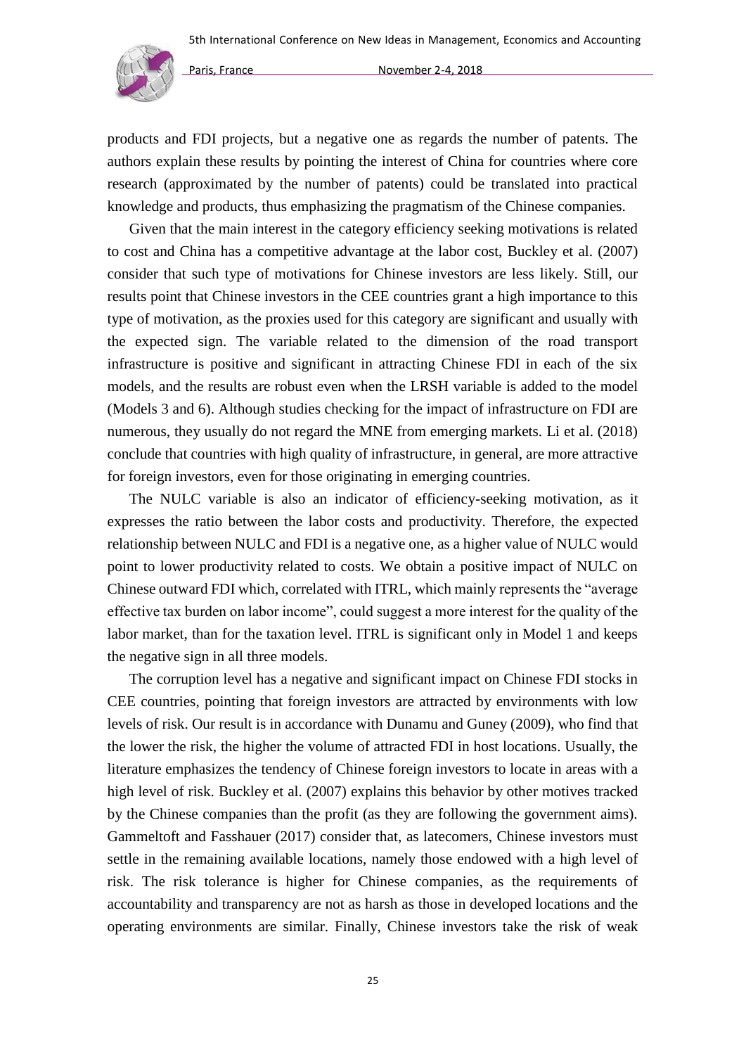products and FDI projects, but a negative one as regards the number of patents. The authors explain these results by pointing the interest of China for countries where core research (approximated by the number of patents) could be translated into practical knowledge and products, thus emphasizing the pragmatism of the Chinese companies.

Given that the main interest in the category efficiency seeking motivations is related to cost and China has a competitive advantage at the labor cost, Buckley et al. (2007) consider that such type of motivations for Chinese investors are less likely. Still, our results point that Chinese investors in the CEE countries grant a high importance to this type of motivation, as the proxies used for this category are significant and usually with the expected sign. The variable related to the dimension of the road transport infrastructure is positive and significant in attracting Chinese FDI in each of the six models, and the results are robust even when the LRSH variable is added to the model (Models 3 and 6). Although studies checking for the impact of infrastructure on FDI are numerous, they usually do not regard the MNE from emerging markets. Li et al. (2018) conclude that countries with high quality of infrastructure, in general, are more attractive for foreign investors, even for those originating in emerging countries.

The NULC variable is also an indicator of efficiency-seeking motivation, as it expresses the ratio between the labor costs and productivity. Therefore, the expected relationship between NULC and FDI is a negative one, as a higher value of NULC would point to lower productivity related to costs. We obtain a positive impact of NULC on Chinese outward FDI which, correlated with ITRL, which mainly represents the "average effective tax burden on labor income", could suggest a more interest for the quality of the labor market, than for the taxation level. ITRL is significant only in Model 1 and keeps the negative sign in all three models.

The corruption level has a negative and significant impact on Chinese FDI stocks in CEE countries, pointing that foreign investors are attracted by environments with low levels of risk. Our result is in accordance with Dunamu and Guney (2009), who find that the lower the risk, the higher the volume of attracted FDI in host locations. Usually, the literature emphasizes the tendency of Chinese foreign investors to locate in areas with a high level of risk. Buckley et al. (2007) explains this behavior by other motives tracked by the Chinese companies than the profit (as they are following the government aims). Gammeltoft and Fasshauer (2017) consider that, as latecomers, Chinese investors must settle in the remaining available locations, namely those endowed with a high level of risk. The risk tolerance is higher for Chinese companies, as the requirements of accountability and transparency are not as harsh as those in developed locations and the operating environments are similar. Finally, Chinese investors take the risk of weak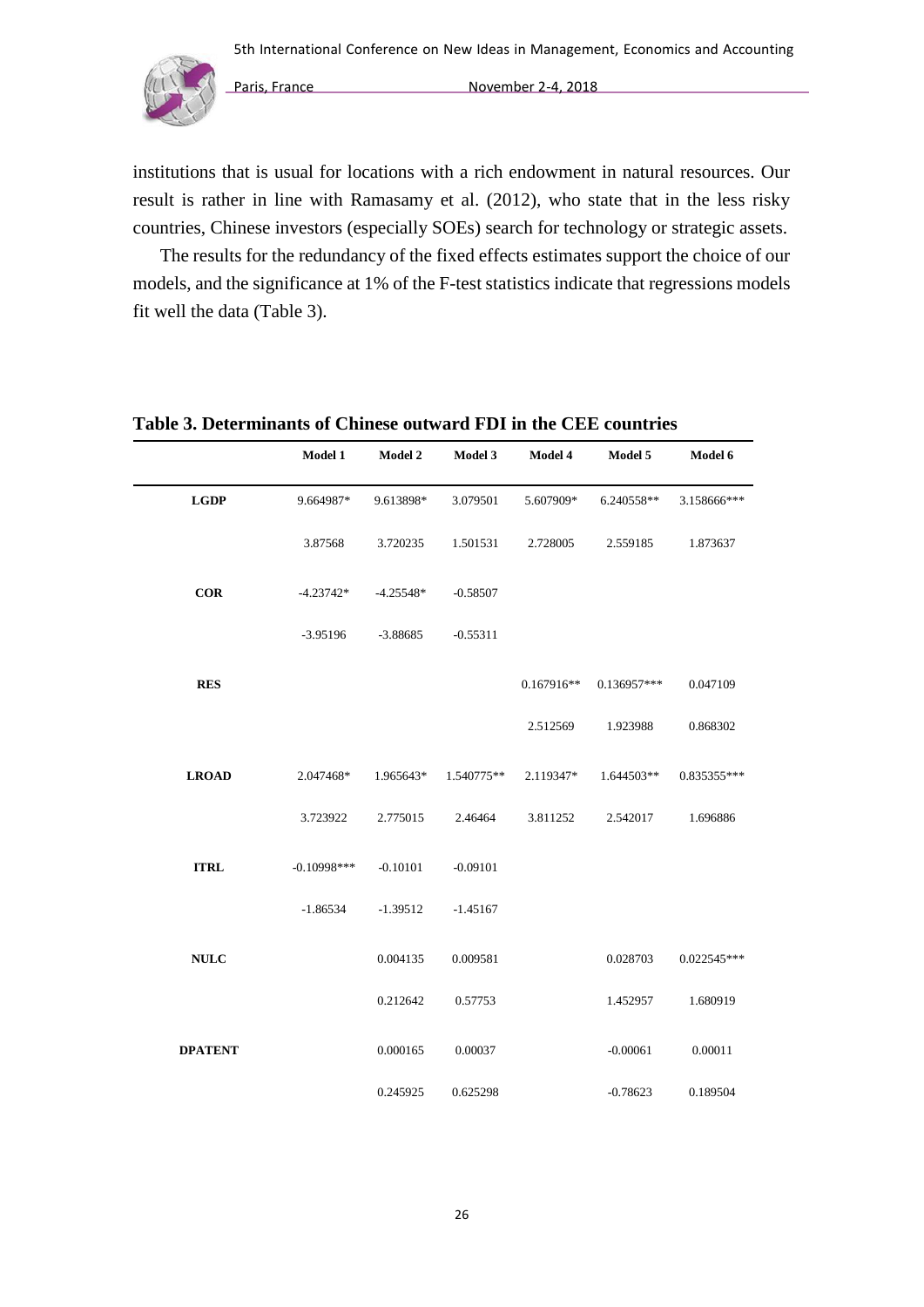institutions that is usual for locations with a rich endowment in natural resources. Our result is rather in line with Ramasamy et al. (2012), who state that in the less risky countries, Chinese investors (especially SOEs) search for technology or strategic assets.

The results for the redundancy of the fixed effects estimates support the choice of our models, and the significance at 1% of the F-test statistics indicate that regressions models fit well the data (Table 3).

**Table 3. Determinants of Chinese outward FDI in the CEE countries**

| | Model 1 | Model 2 | Model 3 | Model 4 | Model 5 | Model 6 |
|---|---|---|---|---|---|---|
| **LGDP** | 9.664987* | 9.613898* | 3.079501 | 5.607909* | 6.240558** | 3.158666*** |
| | 3.87568 | 3.720235 | 1.501531 | 2.728005 | 2.559185 | 1.873637 |
| **COR** | -4.23742* | -4.25548* | -0.58507 | | | |
| | -3.95196 | -3.88685 | -0.55311 | | | |
| **RES** | | | | 0.167916** | 0.136957*** | 0.047109 |
| | | | | 2.512569 | 1.923988 | 0.868302 |
| **LROAD** | 2.047468* | 1.965643* | 1.540775** | 2.119347* | 1.644503** | 0.835355*** |
| | 3.723922 | 2.775015 | 2.46464 | 3.811252 | 2.542017 | 1.696886 |
| **ITRL** | -0.10998*** | -0.10101 | -0.09101 | | | |
| | -1.86534 | -1.39512 | -1.45167 | | | |
| **NULC** | | 0.004135 | 0.009581 | | 0.028703 | 0.022545*** |
| | | 0.212642 | 0.57753 | | 1.452957 | 1.680919 |
| **DPATENT** | | 0.000165 | 0.00037 | | -0.00061 | 0.00011 |
| | | 0.245925 | 0.625298 | | -0.78623 | 0.189504 |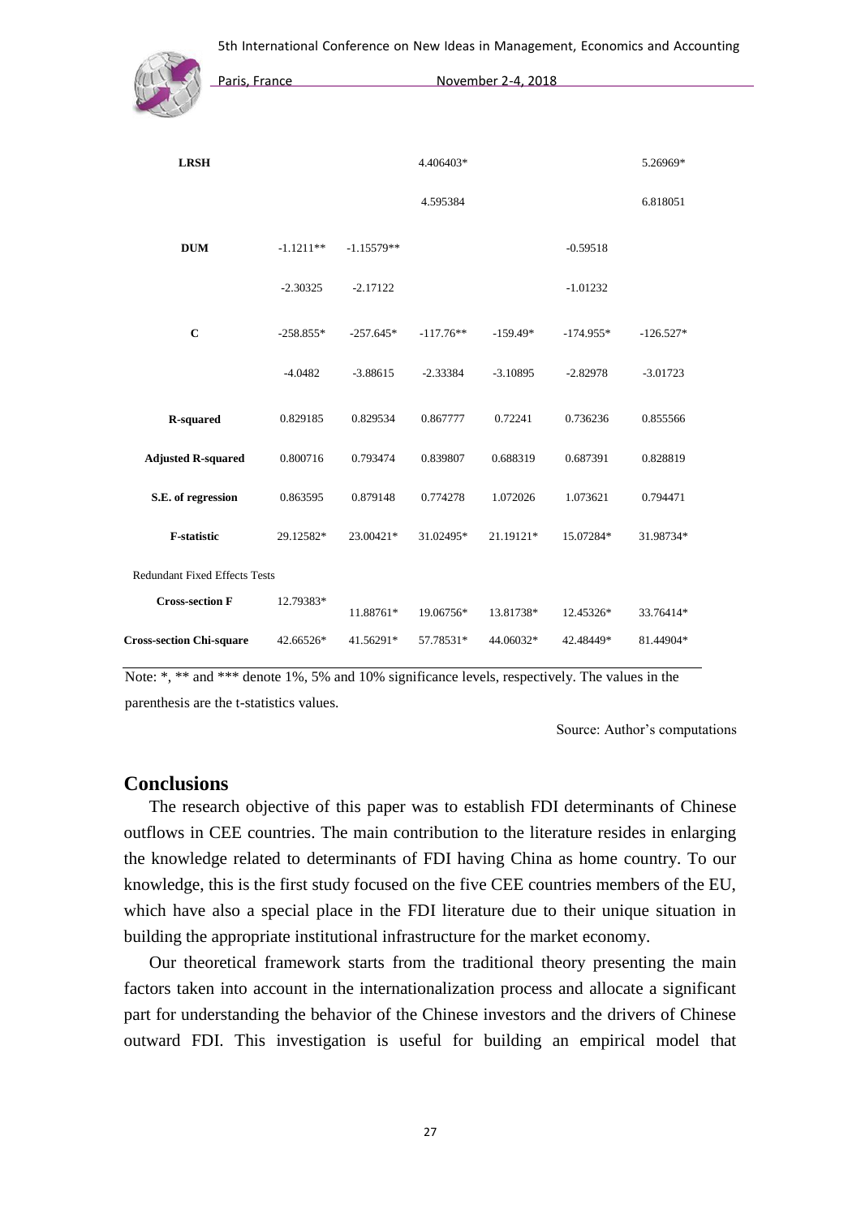| | | | | | | |
|---|---|---|---|---|---|---|
| **LRSH** | | | 4.406403* | | | 5.26969* |
| | | | 4.595384 | | | 6.818051 |
| **DUM** | -1.1211** | -1.15579** | | | -0.59518 | |
| | -2.30325 | -2.17122 | | | -1.01232 | |
| **C** | -258.855* | -257.645* | -117.76** | -159.49* | -174.955* | -126.527* |
| | -4.0482 | -3.88615 | -2.33384 | -3.10895 | -2.82978 | -3.01723 |
| **R-squared** | 0.829185 | 0.829534 | 0.867777 | 0.72241 | 0.736236 | 0.855566 |
| **Adjusted R-squared** | 0.800716 | 0.793474 | 0.839807 | 0.688319 | 0.687391 | 0.828819 |
| **S.E. of regression** | 0.863595 | 0.879148 | 0.774278 | 1.072026 | 1.073621 | 0.794471 |
| **F-statistic** | 29.12582* | 23.00421* | 31.02495* | 21.19121* | 15.07284* | 31.98734* |
| Redundant Fixed Effects Tests | | | | | | |
| **Cross-section F** | 12.79383* | 11.88761* | 19.06756* | 13.81738* | 12.45326* | 33.76414* |
| **Cross-section Chi-square** | 42.66526* | 41.56291* | 57.78531* | 44.06032* | 42.48449* | 81.44904* |

Note: *, ** and *** denote 1%, 5% and 10% significance levels, respectively. The values in the parenthesis are the t-statistics values.

Source: Author's computations

## Conclusions

The research objective of this paper was to establish FDI determinants of Chinese outflows in CEE countries. The main contribution to the literature resides in enlarging the knowledge related to determinants of FDI having China as home country. To our knowledge, this is the first study focused on the five CEE countries members of the EU, which have also a special place in the FDI literature due to their unique situation in building the appropriate institutional infrastructure for the market economy.

Our theoretical framework starts from the traditional theory presenting the main factors taken into account in the internationalization process and allocate a significant part for understanding the behavior of the Chinese investors and the drivers of Chinese outward FDI. This investigation is useful for building an empirical model that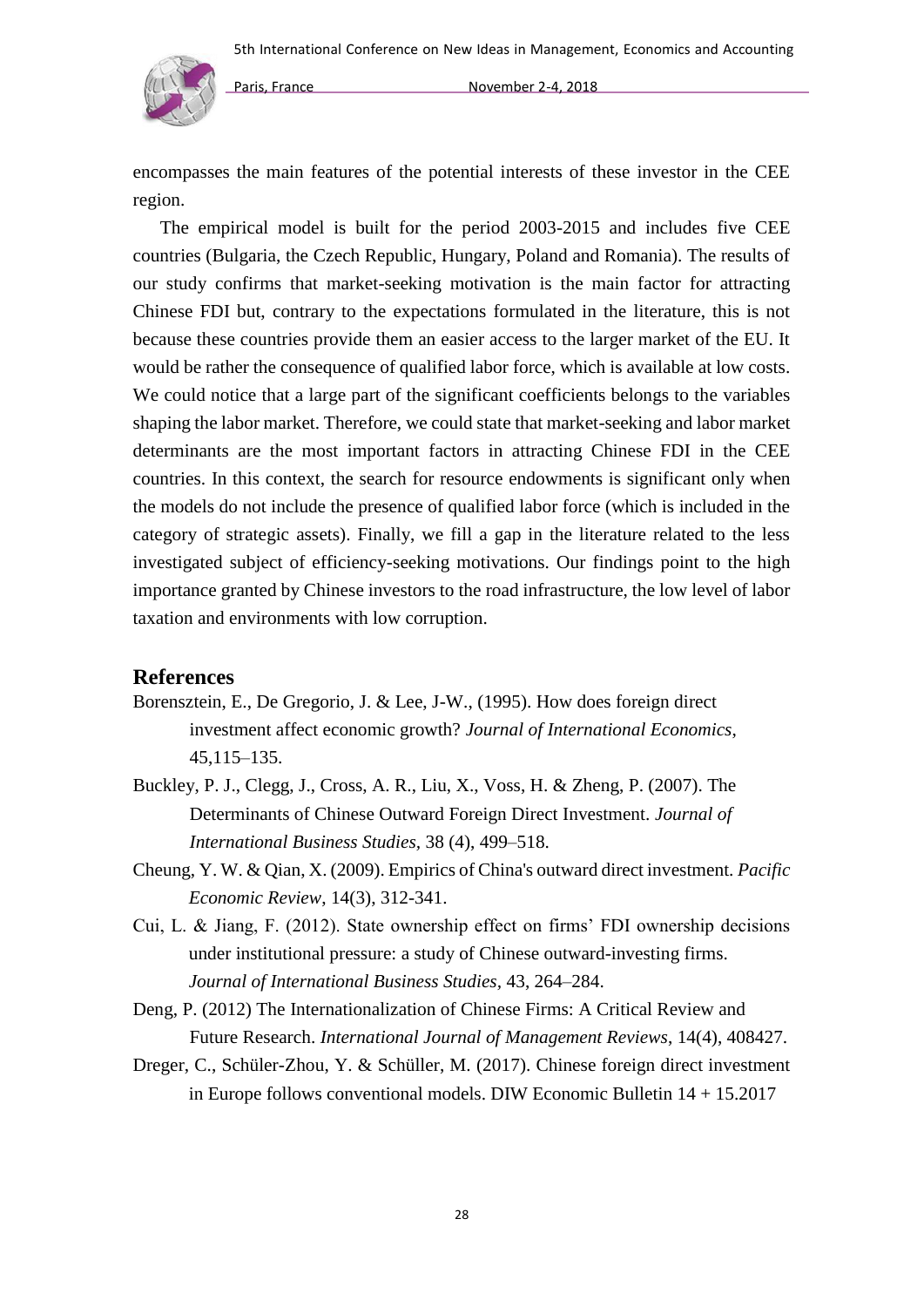encompasses the main features of the potential interests of these investor in the CEE region.

The empirical model is built for the period 2003-2015 and includes five CEE countries (Bulgaria, the Czech Republic, Hungary, Poland and Romania). The results of our study confirms that market-seeking motivation is the main factor for attracting Chinese FDI but, contrary to the expectations formulated in the literature, this is not because these countries provide them an easier access to the larger market of the EU. It would be rather the consequence of qualified labor force, which is available at low costs. We could notice that a large part of the significant coefficients belongs to the variables shaping the labor market. Therefore, we could state that market-seeking and labor market determinants are the most important factors in attracting Chinese FDI in the CEE countries. In this context, the search for resource endowments is significant only when the models do not include the presence of qualified labor force (which is included in the category of strategic assets). Finally, we fill a gap in the literature related to the less investigated subject of efficiency-seeking motivations. Our findings point to the high importance granted by Chinese investors to the road infrastructure, the low level of labor taxation and environments with low corruption.

## References

Borensztein, E., De Gregorio, J. & Lee, J-W., (1995). How does foreign direct investment affect economic growth? *Journal of International Economics*, 45,115–135.

Buckley, P. J., Clegg, J., Cross, A. R., Liu, X., Voss, H. & Zheng, P. (2007). The Determinants of Chinese Outward Foreign Direct Investment. *Journal of International Business Studies*, 38 (4), 499–518.

Cheung, Y. W. & Qian, X. (2009). Empirics of China's outward direct investment. *Pacific Economic Review*, 14(3), 312-341.

Cui, L. & Jiang, F. (2012). State ownership effect on firms' FDI ownership decisions under institutional pressure: a study of Chinese outward-investing firms. *Journal of International Business Studies*, 43, 264–284.

Deng, P. (2012) The Internationalization of Chinese Firms: A Critical Review and Future Research. *International Journal of Management Reviews*, 14(4), 408427.

Dreger, C., Schüler-Zhou, Y. & Schüller, M. (2017). Chinese foreign direct investment in Europe follows conventional models. DIW Economic Bulletin 14 + 15.2017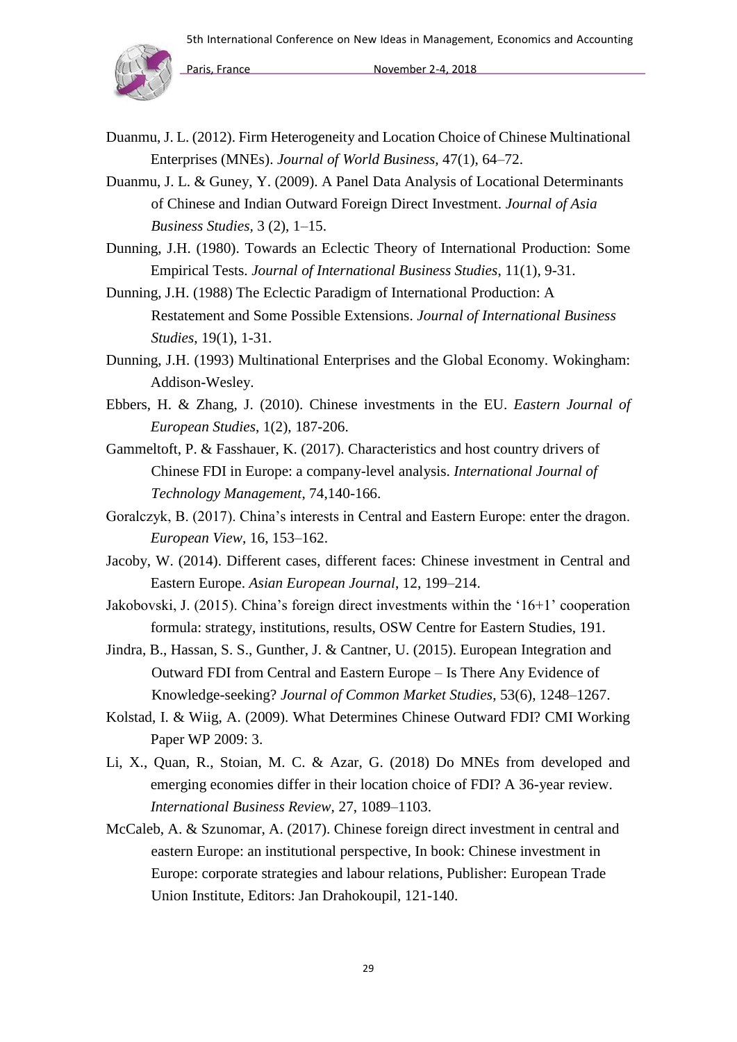Duanmu, J. L. (2012). Firm Heterogeneity and Location Choice of Chinese Multinational Enterprises (MNEs). *Journal of World Business*, 47(1), 64–72.

Duanmu, J. L. & Guney, Y. (2009). A Panel Data Analysis of Locational Determinants of Chinese and Indian Outward Foreign Direct Investment. *Journal of Asia Business Studies*, 3 (2), 1–15.

Dunning, J.H. (1980). Towards an Eclectic Theory of International Production: Some Empirical Tests. *Journal of International Business Studies*, 11(1), 9-31.

Dunning, J.H. (1988) The Eclectic Paradigm of International Production: A Restatement and Some Possible Extensions. *Journal of International Business Studies*, 19(1), 1-31.

Dunning, J.H. (1993) Multinational Enterprises and the Global Economy. Wokingham: Addison-Wesley.

Ebbers, H. & Zhang, J. (2010). Chinese investments in the EU. *Eastern Journal of European Studies*, 1(2), 187-206.

Gammeltoft, P. & Fasshauer, K. (2017). Characteristics and host country drivers of Chinese FDI in Europe: a company-level analysis. *International Journal of Technology Management*, 74,140-166.

Goralczyk, B. (2017). China's interests in Central and Eastern Europe: enter the dragon. *European View*, 16, 153–162.

Jacoby, W. (2014). Different cases, different faces: Chinese investment in Central and Eastern Europe. *Asian European Journal*, 12, 199–214.

Jakobovski, J. (2015). China's foreign direct investments within the '16+1' cooperation formula: strategy, institutions, results, OSW Centre for Eastern Studies, 191.

Jindra, B., Hassan, S. S., Gunther, J. & Cantner, U. (2015). European Integration and Outward FDI from Central and Eastern Europe – Is There Any Evidence of Knowledge-seeking? *Journal of Common Market Studies*, 53(6), 1248–1267.

Kolstad, I. & Wiig, A. (2009). What Determines Chinese Outward FDI? CMI Working Paper WP 2009: 3.

Li, X., Quan, R., Stoian, M. C. & Azar, G. (2018) Do MNEs from developed and emerging economies differ in their location choice of FDI? A 36-year review. *International Business Review*, 27, 1089–1103.

McCaleb, A. & Szunomar, A. (2017). Chinese foreign direct investment in central and eastern Europe: an institutional perspective, In book: Chinese investment in Europe: corporate strategies and labour relations, Publisher: European Trade Union Institute, Editors: Jan Drahokoupil, 121-140.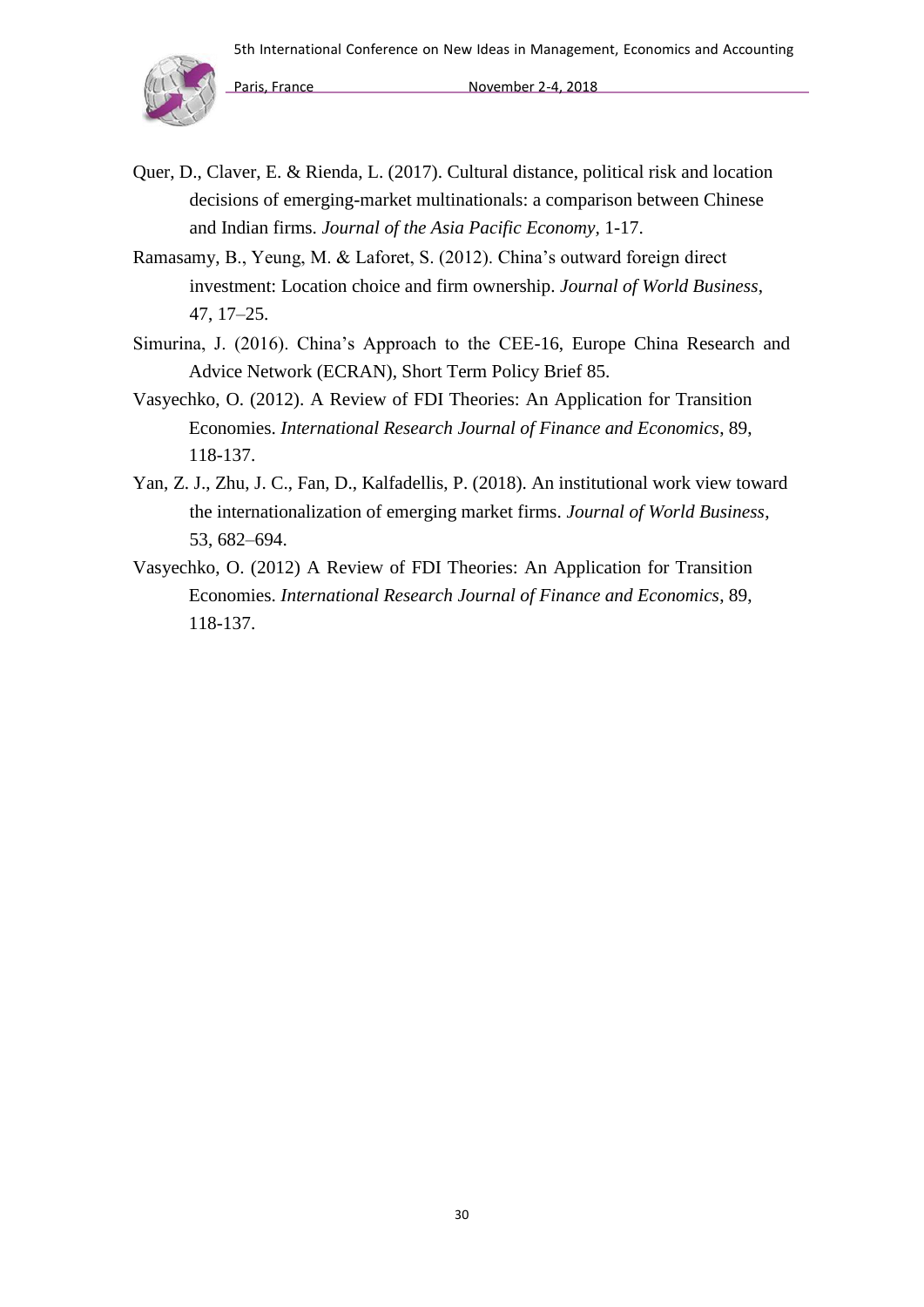Quer, D., Claver, E. & Rienda, L. (2017). Cultural distance, political risk and location decisions of emerging-market multinationals: a comparison between Chinese and Indian firms. *Journal of the Asia Pacific Economy*, 1-17.

Ramasamy, B., Yeung, M. & Laforet, S. (2012). China's outward foreign direct investment: Location choice and firm ownership. *Journal of World Business*, 47, 17–25.

Simurina, J. (2016). China's Approach to the CEE-16, Europe China Research and Advice Network (ECRAN), Short Term Policy Brief 85.

Vasyechko, O. (2012). A Review of FDI Theories: An Application for Transition Economies. *International Research Journal of Finance and Economics*, 89, 118-137.

Yan, Z. J., Zhu, J. C., Fan, D., Kalfadellis, P. (2018). An institutional work view toward the internationalization of emerging market firms. *Journal of World Business*, 53, 682–694.

Vasyechko, O. (2012) A Review of FDI Theories: An Application for Transition Economies. *International Research Journal of Finance and Economics*, 89, 118-137.